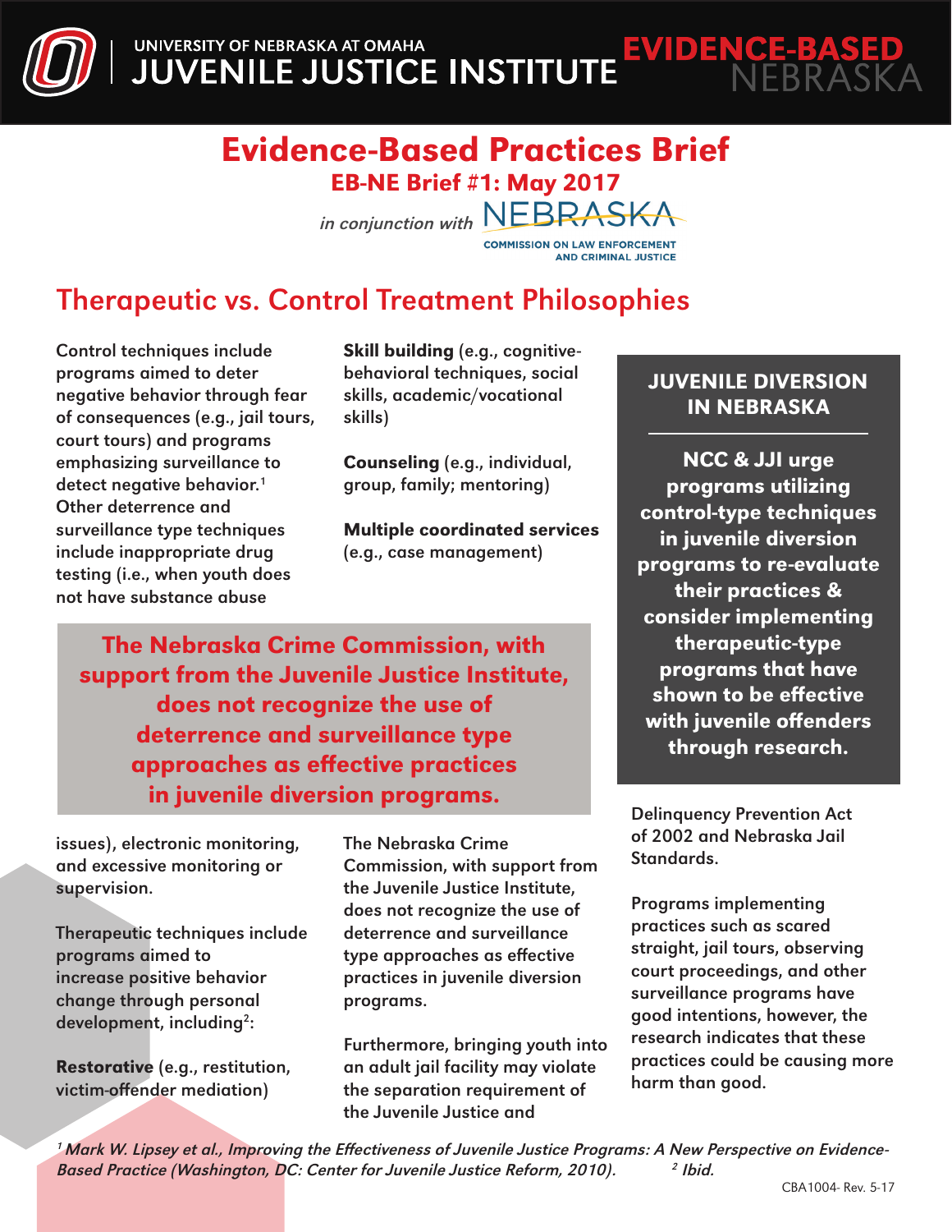UNIVERSITY OF NEBRASKA AT OMAHA
JUVENILE JUSTICE INSTITUTE

EVIDENCE-BASED NEBRASKA

# Evidence-Based Practices Brief

## EB-NE Brief #1: May 2017

*in conjunction with* NEBRASKA COMMISSION ON LAW ENFORCEMENT AND CRIMINAL JUSTICE

## Therapeutic vs. Control Treatment Philosophies

Control techniques include programs aimed to deter negative behavior through fear of consequences (e.g., jail tours, court tours) and programs emphasizing surveillance to detect negative behavior.[1] Other deterrence and surveillance type techniques include inappropriate drug testing (i.e., when youth does not have substance abuse issues), electronic monitoring, and excessive monitoring or supervision.

Therapeutic techniques include programs aimed to increase positive behavior change through personal development, including[2]:

**Restorative** (e.g., restitution, victim-offender mediation)

**Skill building** (e.g., cognitive-behavioral techniques, social skills, academic/vocational skills)

**Counseling** (e.g., individual, group, family; mentoring)

**Multiple coordinated services** (e.g., case management)

**The Nebraska Crime Commission, with support from the Juvenile Justice Institute, does not recognize the use of deterrence and surveillance type approaches as effective practices in juvenile diversion programs.**

The Nebraska Crime Commission, with support from the Juvenile Justice Institute, does not recognize the use of deterrence and surveillance type approaches as effective practices in juvenile diversion programs.

Furthermore, bringing youth into an adult jail facility may violate the separation requirement of the Juvenile Justice and Delinquency Prevention Act of 2002 and Nebraska Jail Standards.

Programs implementing practices such as scared straight, jail tours, observing court proceedings, and other surveillance programs have good intentions, however, the research indicates that these practices could be causing more harm than good.

### JUVENILE DIVERSION IN NEBRASKA

**NCC & JJI urge programs utilizing control-type techniques in juvenile diversion programs to re-evaluate their practices & consider implementing therapeutic-type programs that have shown to be effective with juvenile offenders through research.**

*[1] Mark W. Lipsey et al., Improving the Effectiveness of Juvenile Justice Programs: A New Perspective on Evidence-Based Practice (Washington, DC: Center for Juvenile Justice Reform, 2010).* *[2] Ibid.*

CBA1004- Rev. 5-17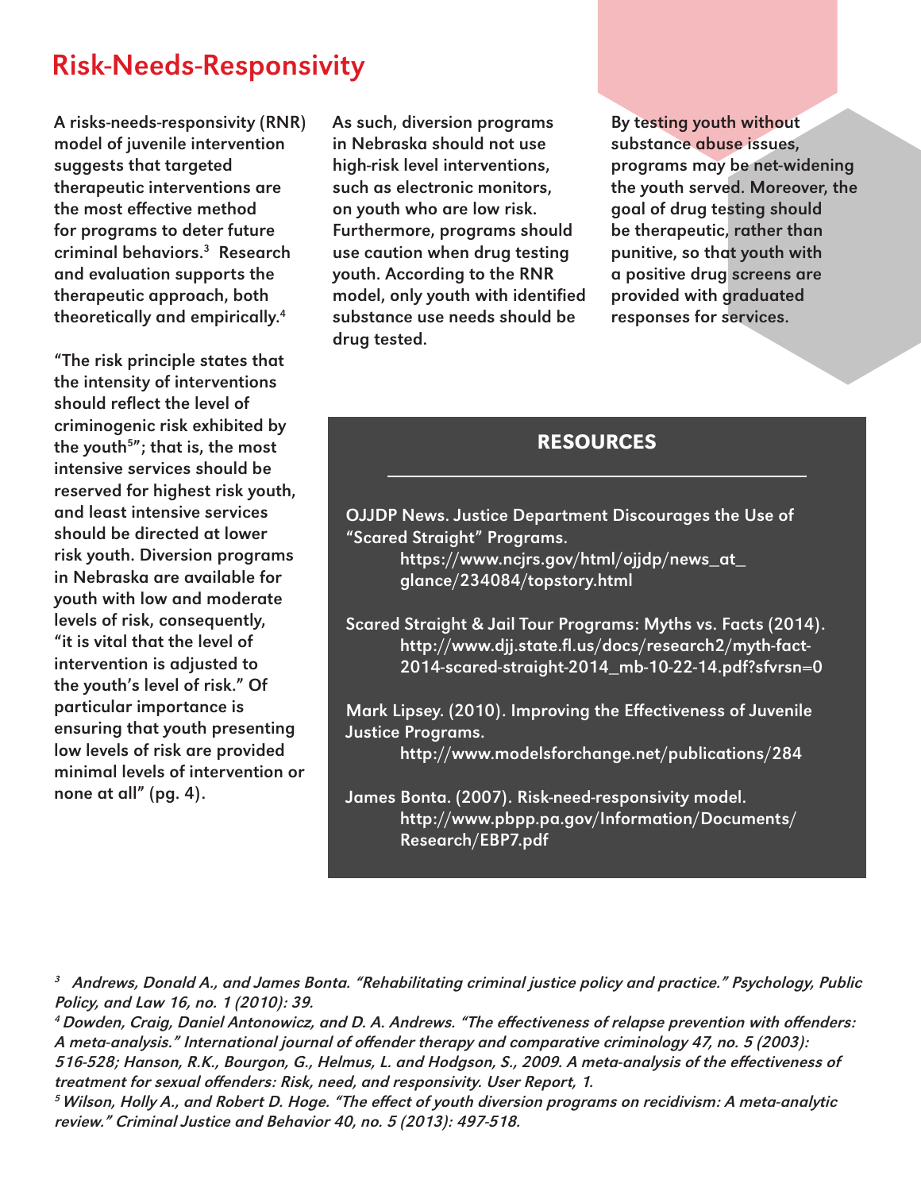# Risk-Needs-Responsivity

**A risks-needs-responsivity (RNR) model of juvenile intervention suggests that targeted therapeutic interventions are the most effective method for programs to deter future criminal behaviors.[3] Research and evaluation supports the therapeutic approach, both theoretically and empirically.[4]**

**"The risk principle states that the intensity of interventions should reflect the level of criminogenic risk exhibited by the youth[5]"; that is, the most intensive services should be reserved for highest risk youth, and least intensive services should be directed at lower risk youth. Diversion programs in Nebraska are available for youth with low and moderate levels of risk, consequently, "it is vital that the level of intervention is adjusted to the youth's level of risk." Of particular importance is ensuring that youth presenting low levels of risk are provided minimal levels of intervention or none at all" (pg. 4).**

**As such, diversion programs in Nebraska should not use high-risk level interventions, such as electronic monitors, on youth who are low risk. Furthermore, programs should use caution when drug testing youth. According to the RNR model, only youth with identified substance use needs should be drug tested.**

**By testing youth without substance abuse issues, programs may be net-widening the youth served. Moreover, the goal of drug testing should be therapeutic, rather than punitive, so that youth with a positive drug screens are provided with graduated responses for services.**

## RESOURCES

**OJJDP News. Justice Department Discourages the Use of "Scared Straight" Programs.**
https://www.ncjrs.gov/html/ojjdp/news_at_glance/234084/topstory.html

**Scared Straight & Jail Tour Programs: Myths vs. Facts (2014).**
http://www.djj.state.fl.us/docs/research2/myth-fact-2014-scared-straight-2014_mb-10-22-14.pdf?sfvrsn=0

**Mark Lipsey. (2010). Improving the Effectiveness of Juvenile Justice Programs.**
http://www.modelsforchange.net/publications/284

**James Bonta. (2007). Risk-need-responsivity model.**
http://www.pbpp.pa.gov/Information/Documents/Research/EBP7.pdf

---

*[3] Andrews, Donald A., and James Bonta. "Rehabilitating criminal justice policy and practice." Psychology, Public Policy, and Law 16, no. 1 (2010): 39.*

*[4] Dowden, Craig, Daniel Antonowicz, and D. A. Andrews. "The effectiveness of relapse prevention with offenders: A meta-analysis." International journal of offender therapy and comparative criminology 47, no. 5 (2003): 516-528; Hanson, R.K., Bourgon, G., Helmus, L. and Hodgson, S., 2009. A meta-analysis of the effectiveness of treatment for sexual offenders: Risk, need, and responsivity. User Report, 1.*

*[5] Wilson, Holly A., and Robert D. Hoge. "The effect of youth diversion programs on recidivism: A meta-analytic review." Criminal Justice and Behavior 40, no. 5 (2013): 497-518.*